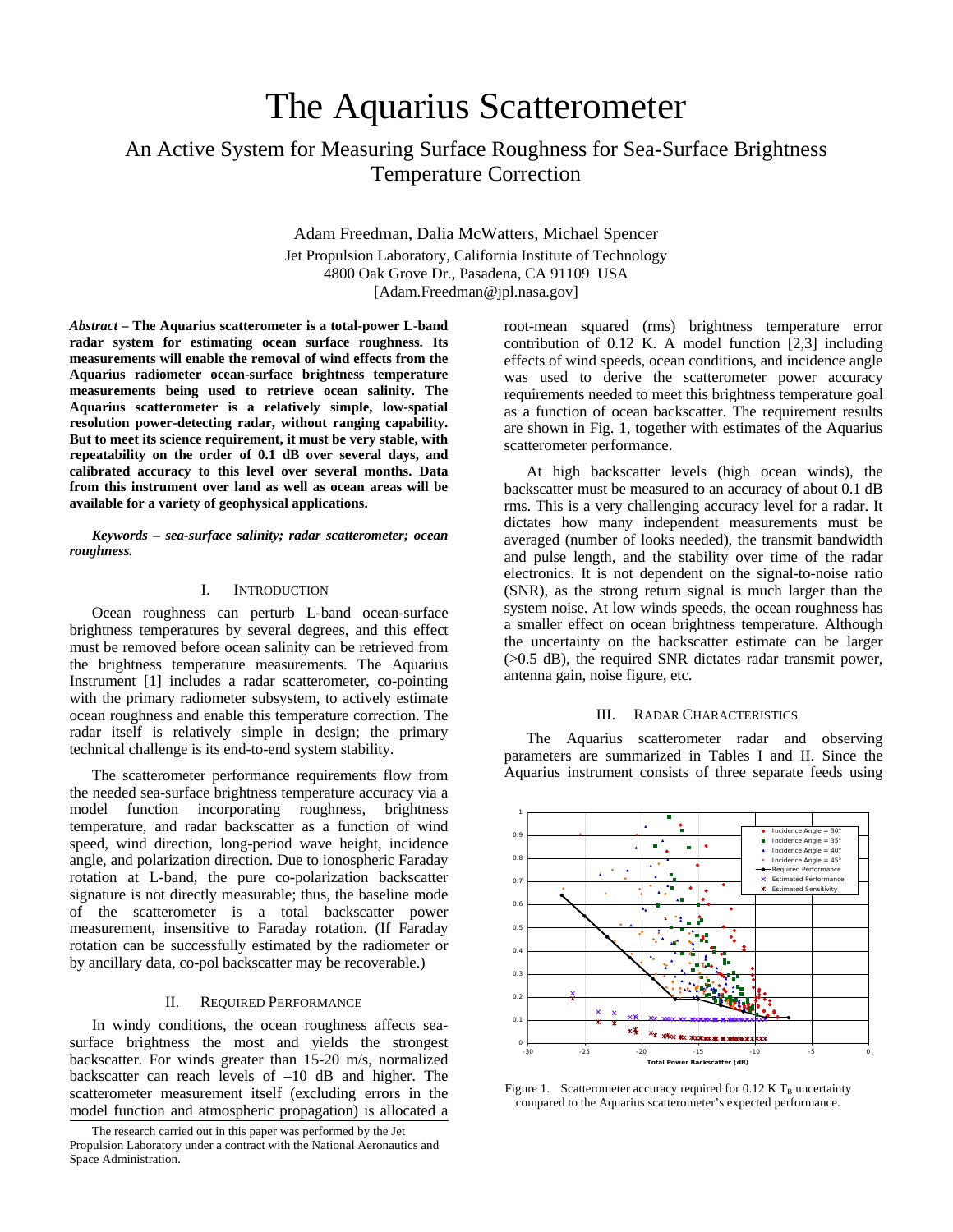# The Aquarius Scatterometer

## An Active System for Measuring Surface Roughness for Sea-Surface Brightness Temperature Correction

Adam Freedman, Dalia McWatters, Michael Spencer
Jet Propulsion Laboratory, California Institute of Technology
4800 Oak Grove Dr., Pasadena, CA 91109 USA
[Adam.Freedman@jpl.nasa.gov]

***Abstract* – The Aquarius scatterometer is a total-power L-band radar system for estimating ocean surface roughness. Its measurements will enable the removal of wind effects from the Aquarius radiometer ocean-surface brightness temperature measurements being used to retrieve ocean salinity. The Aquarius scatterometer is a relatively simple, low-spatial resolution power-detecting radar, without ranging capability. But to meet its science requirement, it must be very stable, with repeatability on the order of 0.1 dB over several days, and calibrated accuracy to this level over several months. Data from this instrument over land as well as ocean areas will be available for a variety of geophysical applications.**

***Keywords – sea-surface salinity; radar scatterometer; ocean roughness.***

### I. Introduction

Ocean roughness can perturb L-band ocean-surface brightness temperatures by several degrees, and this effect must be removed before ocean salinity can be retrieved from the brightness temperature measurements. The Aquarius Instrument [1] includes a radar scatterometer, co-pointing with the primary radiometer subsystem, to actively estimate ocean roughness and enable this temperature correction. The radar itself is relatively simple in design; the primary technical challenge is its end-to-end system stability.

The scatterometer performance requirements flow from the needed sea-surface brightness temperature accuracy via a model function incorporating roughness, brightness temperature, and radar backscatter as a function of wind speed, wind direction, long-period wave height, incidence angle, and polarization direction. Due to ionospheric Faraday rotation at L-band, the pure co-polarization backscatter signature is not directly measurable; thus, the baseline mode of the scatterometer is a total backscatter power measurement, insensitive to Faraday rotation. (If Faraday rotation can be successfully estimated by the radiometer or by ancillary data, co-pol backscatter may be recoverable.)

### II. Required Performance

In windy conditions, the ocean roughness affects sea-surface brightness the most and yields the strongest backscatter. For winds greater than 15-20 m/s, normalized backscatter can reach levels of –10 dB and higher. The scatterometer measurement itself (excluding errors in the model function and atmospheric propagation) is allocated a root-mean squared (rms) brightness temperature error contribution of 0.12 K. A model function [2,3] including effects of wind speeds, ocean conditions, and incidence angle was used to derive the scatterometer power accuracy requirements needed to meet this brightness temperature goal as a function of ocean backscatter. The requirement results are shown in Fig. 1, together with estimates of the Aquarius scatterometer performance.

At high backscatter levels (high ocean winds), the backscatter must be measured to an accuracy of about 0.1 dB rms. This is a very challenging accuracy level for a radar. It dictates how many independent measurements must be averaged (number of looks needed), the transmit bandwidth and pulse length, and the stability over time of the radar electronics. It is not dependent on the signal-to-noise ratio (SNR), as the strong return signal is much larger than the system noise. At low winds speeds, the ocean roughness has a smaller effect on ocean brightness temperature. Although the uncertainty on the backscatter estimate can be larger (>0.5 dB), the required SNR dictates radar transmit power, antenna gain, noise figure, etc.

### III. Radar Characteristics

The Aquarius scatterometer radar and observing parameters are summarized in Tables I and II. Since the Aquarius instrument consists of three separate feeds using

Figure 1. Scatterometer accuracy required for 0.12 K $T_B$ uncertainty compared to the Aquarius scatterometer's expected performance.

The research carried out in this paper was performed by the Jet Propulsion Laboratory under a contract with the National Aeronautics and Space Administration.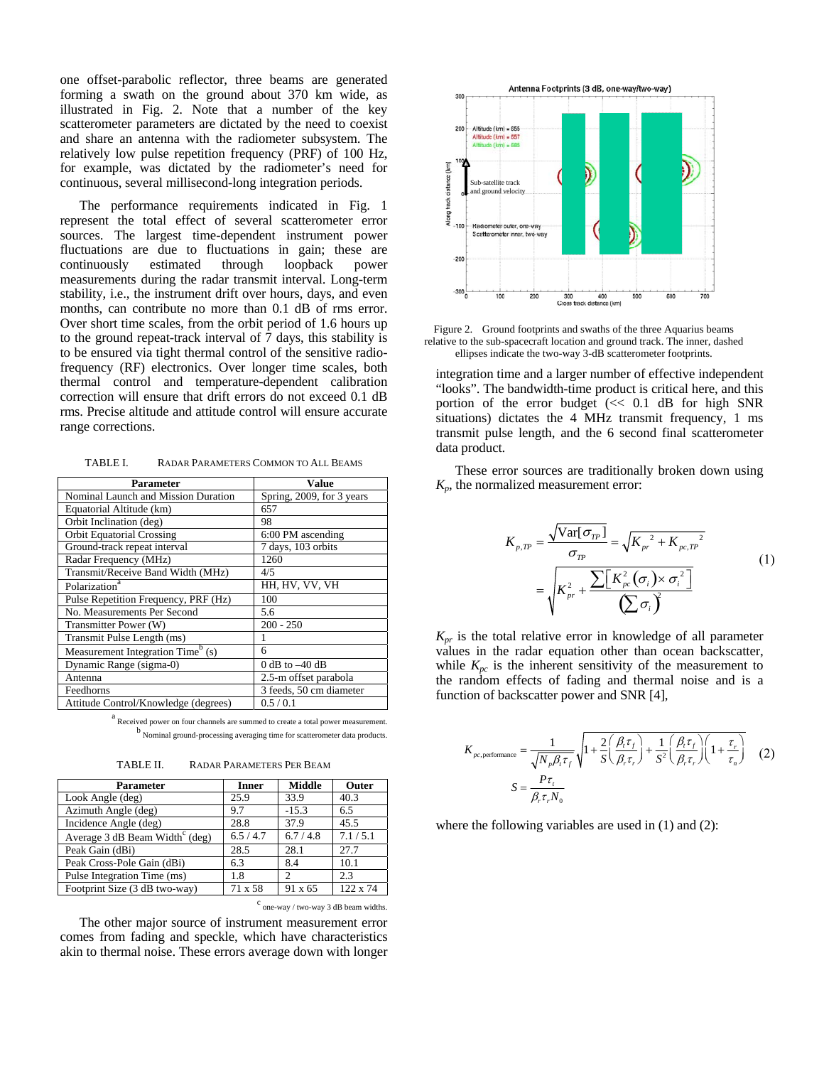one offset-parabolic reflector, three beams are generated forming a swath on the ground about 370 km wide, as illustrated in Fig. 2. Note that a number of the key scatterometer parameters are dictated by the need to coexist and share an antenna with the radiometer subsystem. The relatively low pulse repetition frequency (PRF) of 100 Hz, for example, was dictated by the radiometer's need for continuous, several millisecond-long integration periods.

The performance requirements indicated in Fig. 1 represent the total effect of several scatterometer error sources. The largest time-dependent instrument power fluctuations are due to fluctuations in gain; these are continuously estimated through loopback power measurements during the radar transmit interval. Long-term stability, i.e., the instrument drift over hours, days, and even months, can contribute no more than 0.1 dB of rms error. Over short time scales, from the orbit period of 1.6 hours up to the ground repeat-track interval of 7 days, this stability is to be ensured via tight thermal control of the sensitive radio-frequency (RF) electronics. Over longer time scales, both thermal control and temperature-dependent calibration correction will ensure that drift errors do not exceed 0.1 dB rms. Precise altitude and attitude control will ensure accurate range corrections.

TABLE I. RADAR PARAMETERS COMMON TO ALL BEAMS

| Parameter | Value |
|---|---|
| Nominal Launch and Mission Duration | Spring, 2009, for 3 years |
| Equatorial Altitude (km) | 657 |
| Orbit Inclination (deg) | 98 |
| Orbit Equatorial Crossing | 6:00 PM ascending |
| Ground-track repeat interval | 7 days, 103 orbits |
| Radar Frequency (MHz) | 1260 |
| Transmit/Receive Band Width (MHz) | 4/5 |
| Polarization[a] | HH, HV, VV, VH |
| Pulse Repetition Frequency, PRF (Hz) | 100 |
| No. Measurements Per Second | 5.6 |
| Transmitter Power (W) | 200 - 250 |
| Transmit Pulse Length (ms) | 1 |
| Measurement Integration Time[b] (s) | 6 |
| Dynamic Range (sigma-0) | 0 dB to –40 dB |
| Antenna | 2.5-m offset parabola |
| Feedhorns | 3 feeds, 50 cm diameter |
| Attitude Control/Knowledge (degrees) | 0.5 / 0.1 |

[a] Received power on four channels are summed to create a total power measurement.
[b] Nominal ground-processing averaging time for scatterometer data products.

TABLE II. RADAR PARAMETERS PER BEAM

| Parameter | Inner | Middle | Outer |
|---|---|---|---|
| Look Angle (deg) | 25.9 | 33.9 | 40.3 |
| Azimuth Angle (deg) | 9.7 | -15.3 | 6.5 |
| Incidence Angle (deg) | 28.8 | 37.9 | 45.5 |
| Average 3 dB Beam Width[c] (deg) | 6.5 / 4.7 | 6.7 / 4.8 | 7.1 / 5.1 |
| Peak Gain (dBi) | 28.5 | 28.1 | 27.7 |
| Peak Cross-Pole Gain (dBi) | 6.3 | 8.4 | 10.1 |
| Pulse Integration Time (ms) | 1.8 | 2 | 2.3 |
| Footprint Size (3 dB two-way) | 71 x 58 | 91 x 65 | 122 x 74 |

[c] one-way / two-way 3 dB beam widths.

The other major source of instrument measurement error comes from fading and speckle, which have characteristics akin to thermal noise. These errors average down with longer integration time and a larger number of effective independent "looks". The bandwidth-time product is critical here, and this portion of the error budget (<< 0.1 dB for high SNR situations) dictates the 4 MHz transmit frequency, 1 ms transmit pulse length, and the 6 second final scatterometer data product.

Figure 2. Ground footprints and swaths of the three Aquarius beams relative to the sub-spacecraft location and ground track. The inner, dashed ellipses indicate the two-way 3-dB scatterometer footprints.

These error sources are traditionally broken down using $K_p$, the normalized measurement error:

$$K_{p,TP} = \frac{\sqrt{\mathrm{Var}[\sigma_{TP}]}}{\sigma_{TP}} = \sqrt{K_{pr}^{\ 2} + K_{pc,TP}^{\ 2}} = \sqrt{K_{pr}^2 + \frac{\sum\left[K_{pc}^2(\sigma_i)\times\sigma_i^{\ 2}\right]}{\left(\sum\sigma_i\right)^2}} \tag{1}$$

$K_{pr}$ is the total relative error in knowledge of all parameter values in the radar equation other than ocean backscatter, while $K_{pc}$ is the inherent sensitivity of the measurement to the random effects of fading and thermal noise and is a function of backscatter power and SNR [4],

$$K_{pc,\text{performance}} = \frac{1}{\sqrt{N_p \beta_t \tau_f}}\sqrt{1 + \frac{2}{S}\left(\frac{\beta_t \tau_f}{\beta_r \tau_r}\right) + \frac{1}{S^2}\left(\frac{\beta_t \tau_f}{\beta_r \tau_r}\right)\left(1 + \frac{\tau_r}{\tau_n}\right)} \tag{2}$$

$$S = \frac{P\tau_t}{\beta_r \tau_r N_0}$$

where the following variables are used in (1) and (2):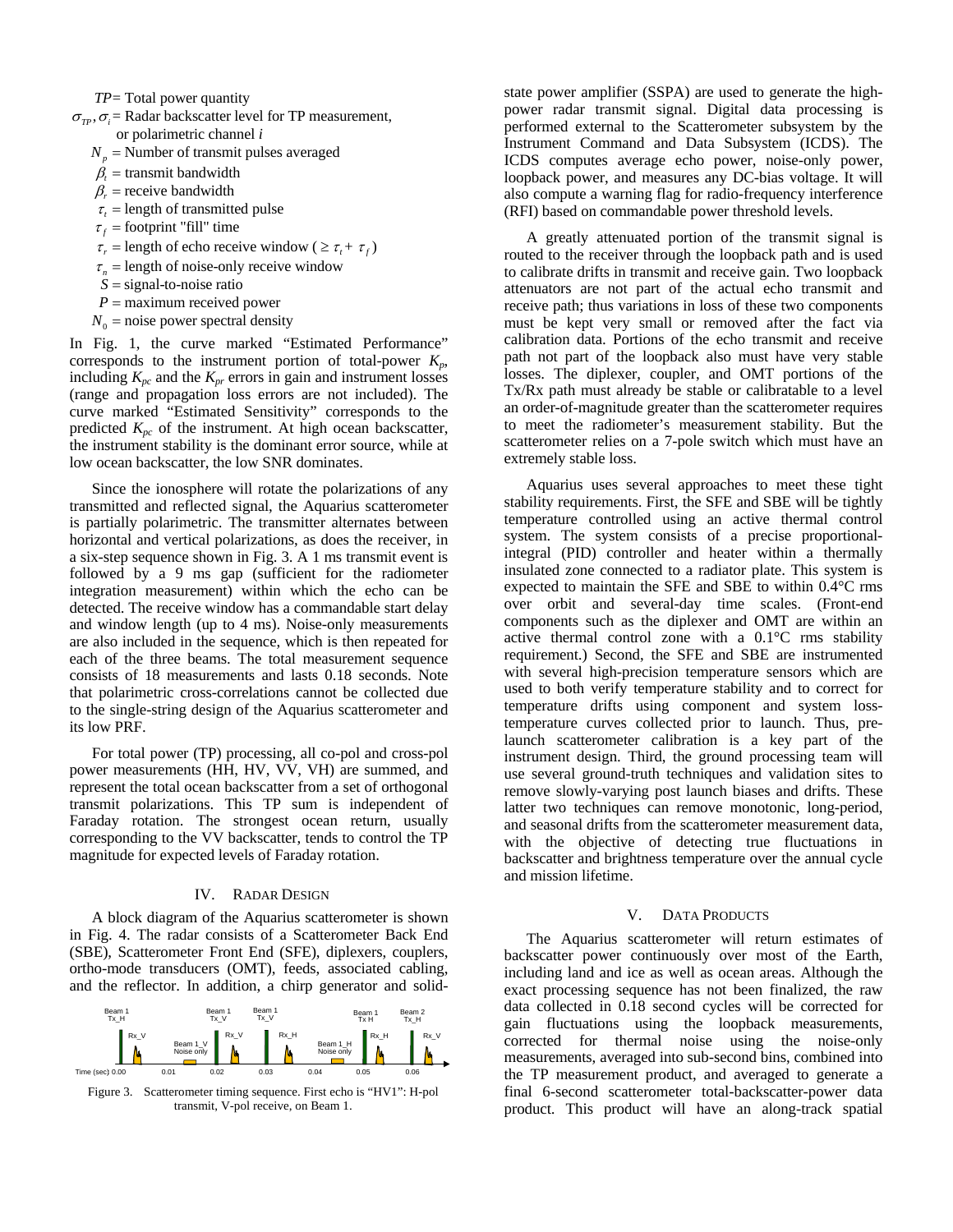$TP$ = Total power quantity

$\sigma_{TP}, \sigma_i$ = Radar backscatter level for TP measurement, or polarimetric channel $i$

$N_p$ = Number of transmit pulses averaged

$\beta_t$ = transmit bandwidth

$\beta_r$ = receive bandwidth

$\tau_t$ = length of transmitted pulse

$\tau_f$ = footprint "fill" time

$\tau_r$ = length of echo receive window ($\geq \tau_t + \tau_f$)

$\tau_n$ = length of noise-only receive window

$S$ = signal-to-noise ratio

$P$ = maximum received power

$N_0$ = noise power spectral density

In Fig. 1, the curve marked "Estimated Performance" corresponds to the instrument portion of total-power $K_p$, including $K_{pc}$ and the $K_{pr}$ errors in gain and instrument losses (range and propagation loss errors are not included). The curve marked "Estimated Sensitivity" corresponds to the predicted $K_{pc}$ of the instrument. At high ocean backscatter, the instrument stability is the dominant error source, while at low ocean backscatter, the low SNR dominates.

Since the ionosphere will rotate the polarizations of any transmitted and reflected signal, the Aquarius scatterometer is partially polarimetric. The transmitter alternates between horizontal and vertical polarizations, as does the receiver, in a six-step sequence shown in Fig. 3. A 1 ms transmit event is followed by a 9 ms gap (sufficient for the radiometer integration measurement) within which the echo can be detected. The receive window has a commandable start delay and window length (up to 4 ms). Noise-only measurements are also included in the sequence, which is then repeated for each of the three beams. The total measurement sequence consists of 18 measurements and lasts 0.18 seconds. Note that polarimetric cross-correlations cannot be collected due to the single-string design of the Aquarius scatterometer and its low PRF.

For total power (TP) processing, all co-pol and cross-pol power measurements (HH, HV, VV, VH) are summed, and represent the total ocean backscatter from a set of orthogonal transmit polarizations. This TP sum is independent of Faraday rotation. The strongest ocean return, usually corresponding to the VV backscatter, tends to control the TP magnitude for expected levels of Faraday rotation.

## IV. Radar Design

A block diagram of the Aquarius scatterometer is shown in Fig. 4. The radar consists of a Scatterometer Back End (SBE), Scatterometer Front End (SFE), diplexers, couplers, ortho-mode transducers (OMT), feeds, associated cabling, and the reflector. In addition, a chirp generator and solid-state power amplifier (SSPA) are used to generate the high-power radar transmit signal. Digital data processing is performed external to the Scatterometer subsystem by the Instrument Command and Data Subsystem (ICDS). The ICDS computes average echo power, noise-only power, loopback power, and measures any DC-bias voltage. It will also compute a warning flag for radio-frequency interference (RFI) based on commandable power threshold levels.

Figure 3. Scatterometer timing sequence. First echo is "HV1": H-pol transmit, V-pol receive, on Beam 1.

A greatly attenuated portion of the transmit signal is routed to the receiver through the loopback path and is used to calibrate drifts in transmit and receive gain. Two loopback attenuators are not part of the actual echo transmit and receive path; thus variations in loss of these two components must be kept very small or removed after the fact via calibration data. Portions of the echo transmit and receive path not part of the loopback also must have very stable losses. The diplexer, coupler, and OMT portions of the Tx/Rx path must already be stable or calibratable to a level an order-of-magnitude greater than the scatterometer requires to meet the radiometer's measurement stability. But the scatterometer relies on a 7-pole switch which must have an extremely stable loss.

Aquarius uses several approaches to meet these tight stability requirements. First, the SFE and SBE will be tightly temperature controlled using an active thermal control system. The system consists of a precise proportional-integral (PID) controller and heater within a thermally insulated zone connected to a radiator plate. This system is expected to maintain the SFE and SBE to within 0.4°C rms over orbit and several-day time scales. (Front-end components such as the diplexer and OMT are within an active thermal control zone with a 0.1°C rms stability requirement.) Second, the SFE and SBE are instrumented with several high-precision temperature sensors which are used to both verify temperature stability and to correct for temperature drifts using component and system loss-temperature curves collected prior to launch. Thus, pre-launch scatterometer calibration is a key part of the instrument design. Third, the ground processing team will use several ground-truth techniques and validation sites to remove slowly-varying post launch biases and drifts. These latter two techniques can remove monotonic, long-period, and seasonal drifts from the scatterometer measurement data, with the objective of detecting true fluctuations in backscatter and brightness temperature over the annual cycle and mission lifetime.

## V. Data Products

The Aquarius scatterometer will return estimates of backscatter power continuously over most of the Earth, including land and ice as well as ocean areas. Although the exact processing sequence has not been finalized, the raw data collected in 0.18 second cycles will be corrected for gain fluctuations using the loopback measurements, corrected for thermal noise using the noise-only measurements, averaged into sub-second bins, combined into the TP measurement product, and averaged to generate a final 6-second scatterometer total-backscatter-power data product. This product will have an along-track spatial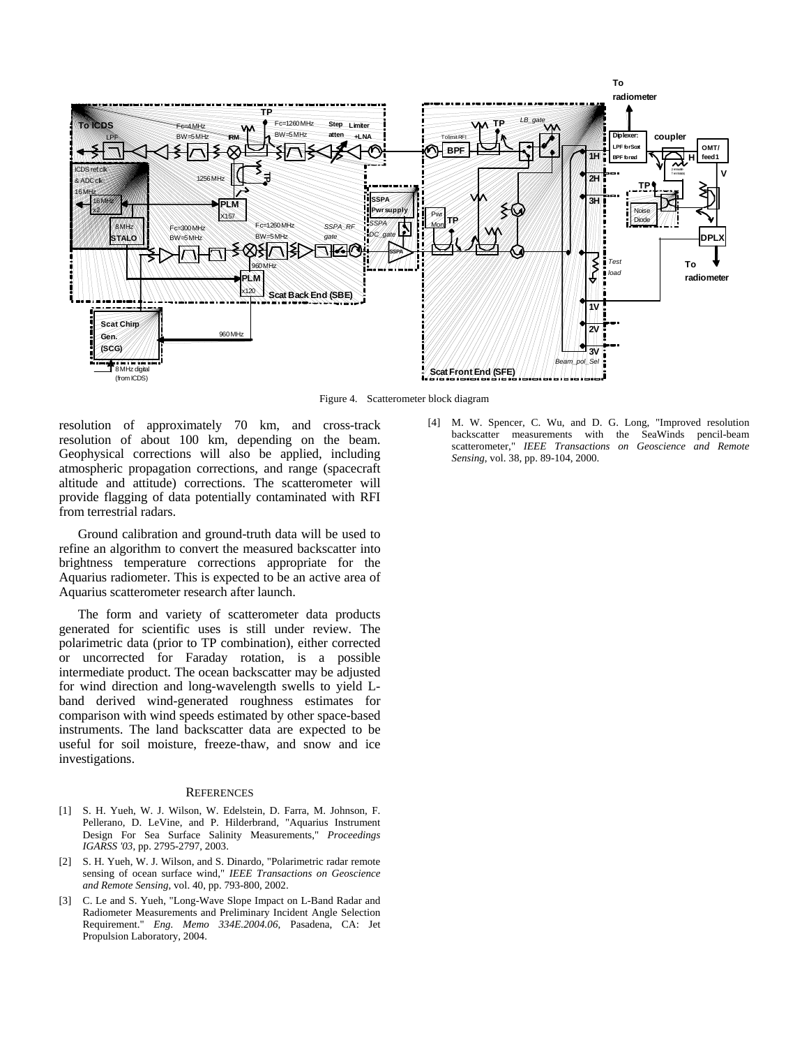To ICDS

LPF

Fc=4 MHz

BW=5 MHz

IRM

TP

Fc=1260 MHz

BW=5 MHz

Step atten

Limiter +LNA

1256 MHz

TP

ICDS ref clk & ADC clk 16 MHz

16 MHz x2

PLM

X157

8 MHz STALO

Fc=300 MHz

BW=5 MHz

Fc=1260 MHz

BW=5 MHz

SSPA_RF gate

960 MHz

PLM

x120

Scat Back End (SBE)

SSPA Pwr supply

SSPA DC_gate

SSPA

Scat Chirp Gen. (SCG)

960 MHz

8 MHz digital (from ICDS)

To limit RFI

BPF

TP

LB_gate

Pwr Mon

TP

Test load

Beam_pol_Sel

Scat Front End (SFE)

To radiometer

Diplexer: LPF for Scat BPF for rad

coupler

OMT/ feed1

H

V

1H

2H

3H

TP

Noise Diode

DPLX

To radiometer

1V

2V

3V

Figure 4. Scatterometer block diagram

resolution of approximately 70 km, and cross-track resolution of about 100 km, depending on the beam. Geophysical corrections will also be applied, including atmospheric propagation corrections, and range (spacecraft altitude and attitude) corrections. The scatterometer will provide flagging of data potentially contaminated with RFI from terrestrial radars.

Ground calibration and ground-truth data will be used to refine an algorithm to convert the measured backscatter into brightness temperature corrections appropriate for the Aquarius radiometer. This is expected to be an active area of Aquarius scatterometer research after launch.

The form and variety of scatterometer data products generated for scientific uses is still under review. The polarimetric data (prior to TP combination), either corrected or uncorrected for Faraday rotation, is a possible intermediate product. The ocean backscatter may be adjusted for wind direction and long-wavelength swells to yield L-band derived wind-generated roughness estimates for comparison with wind speeds estimated by other space-based instruments. The land backscatter data are expected to be useful for soil moisture, freeze-thaw, and snow and ice investigations.

## References

[1] S. H. Yueh, W. J. Wilson, W. Edelstein, D. Farra, M. Johnson, F. Pellerano, D. LeVine, and P. Hilderbrand, "Aquarius Instrument Design For Sea Surface Salinity Measurements," *Proceedings IGARSS '03*, pp. 2795-2797, 2003.

[2] S. H. Yueh, W. J. Wilson, and S. Dinardo, "Polarimetric radar remote sensing of ocean surface wind," *IEEE Transactions on Geoscience and Remote Sensing*, vol. 40, pp. 793-800, 2002.

[3] C. Le and S. Yueh, "Long-Wave Slope Impact on L-Band Radar and Radiometer Measurements and Preliminary Incident Angle Selection Requirement." *Eng. Memo 334E.2004.06*, Pasadena, CA: Jet Propulsion Laboratory, 2004.

[4] M. W. Spencer, C. Wu, and D. G. Long, "Improved resolution backscatter measurements with the SeaWinds pencil-beam scatterometer," *IEEE Transactions on Geoscience and Remote Sensing*, vol. 38, pp. 89-104, 2000.